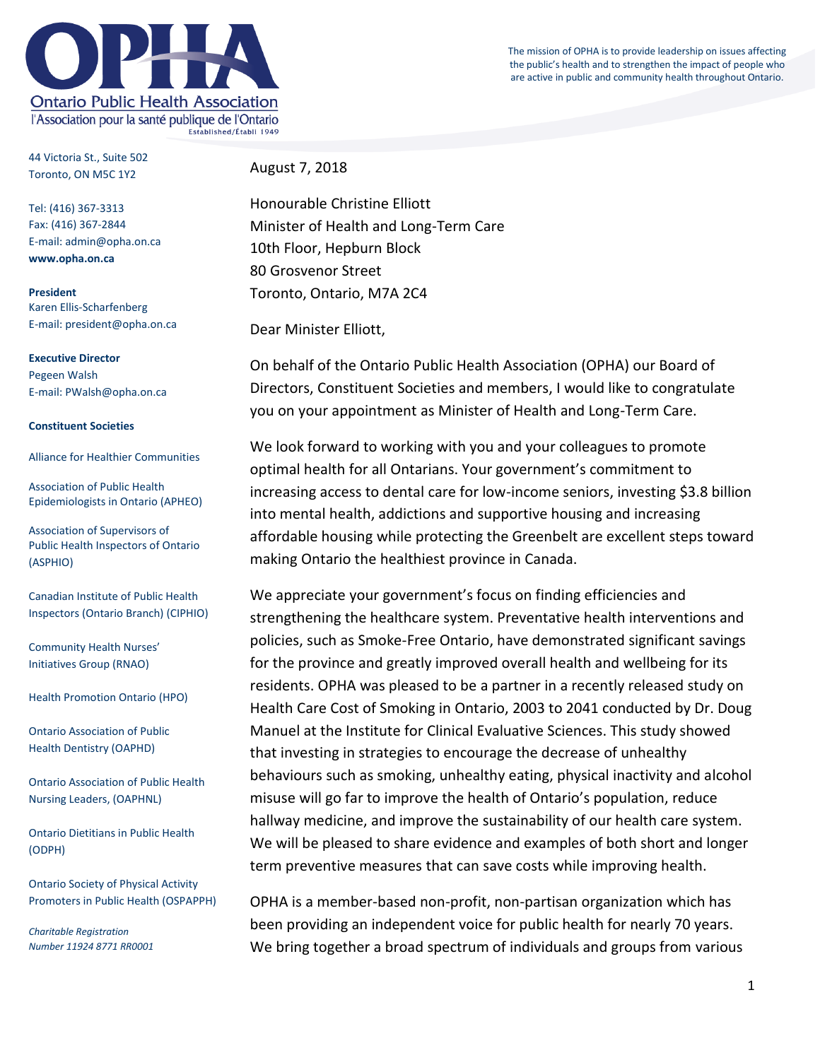# OPHA

Ontario Public Health Association
l'Association pour la santé publique de l'Ontario
Established/Établi 1949

The mission of OPHA is to provide leadership on issues affecting the public's health and to strengthen the impact of people who are active in public and community health throughout Ontario.

44 Victoria St., Suite 502
Toronto, ON M5C 1Y2

Tel: (416) 367-3313
Fax: (416) 367-2844
E-mail: admin@opha.on.ca
**www.opha.on.ca**

**President**
Karen Ellis-Scharfenberg
E-mail: president@opha.on.ca

**Executive Director**
Pegeen Walsh
E-mail: PWalsh@opha.on.ca

**Constituent Societies**

Alliance for Healthier Communities

Association of Public Health Epidemiologists in Ontario (APHEO)

Association of Supervisors of Public Health Inspectors of Ontario (ASPHIO)

Canadian Institute of Public Health Inspectors (Ontario Branch) (CIPHIO)

Community Health Nurses' Initiatives Group (RNAO)

Health Promotion Ontario (HPO)

Ontario Association of Public Health Dentistry (OAPHD)

Ontario Association of Public Health Nursing Leaders, (OAPHNL)

Ontario Dietitians in Public Health (ODPH)

Ontario Society of Physical Activity Promoters in Public Health (OSPAPPH)

*Charitable Registration Number 11924 8771 RR0001*

August 7, 2018

Honourable Christine Elliott
Minister of Health and Long-Term Care
10th Floor, Hepburn Block
80 Grosvenor Street
Toronto, Ontario, M7A 2C4

Dear Minister Elliott,

On behalf of the Ontario Public Health Association (OPHA) our Board of Directors, Constituent Societies and members, I would like to congratulate you on your appointment as Minister of Health and Long-Term Care.

We look forward to working with you and your colleagues to promote optimal health for all Ontarians. Your government's commitment to increasing access to dental care for low-income seniors, investing $3.8 billion into mental health, addictions and supportive housing and increasing affordable housing while protecting the Greenbelt are excellent steps toward making Ontario the healthiest province in Canada.

We appreciate your government's focus on finding efficiencies and strengthening the healthcare system. Preventative health interventions and policies, such as Smoke-Free Ontario, have demonstrated significant savings for the province and greatly improved overall health and wellbeing for its residents. OPHA was pleased to be a partner in a recently released study on Health Care Cost of Smoking in Ontario, 2003 to 2041 conducted by Dr. Doug Manuel at the Institute for Clinical Evaluative Sciences. This study showed that investing in strategies to encourage the decrease of unhealthy behaviours such as smoking, unhealthy eating, physical inactivity and alcohol misuse will go far to improve the health of Ontario's population, reduce hallway medicine, and improve the sustainability of our health care system. We will be pleased to share evidence and examples of both short and longer term preventive measures that can save costs while improving health.

OPHA is a member-based non-profit, non-partisan organization which has been providing an independent voice for public health for nearly 70 years. We bring together a broad spectrum of individuals and groups from various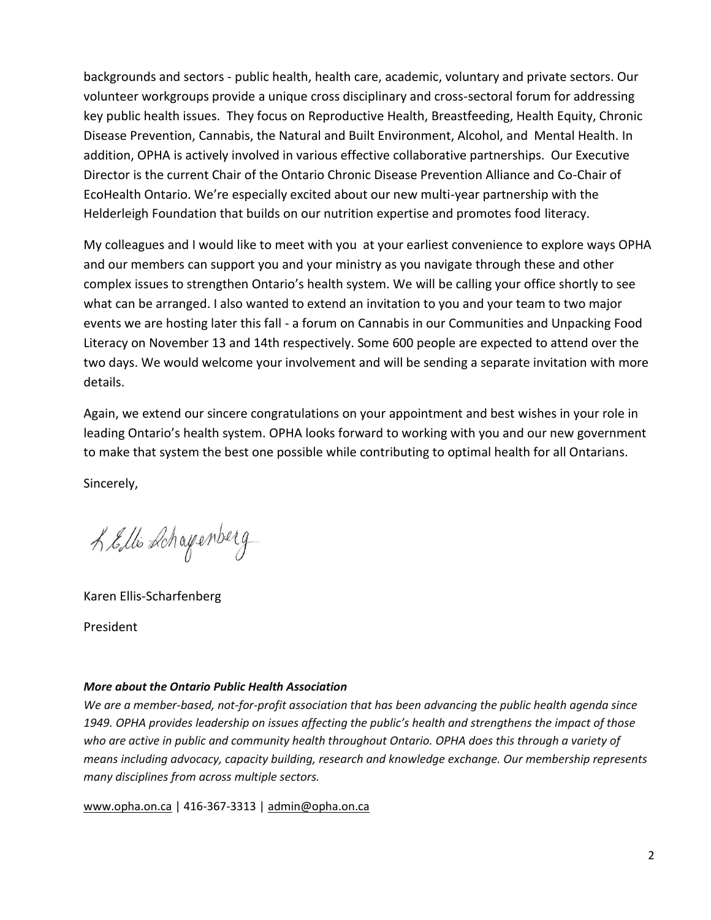backgrounds and sectors - public health, health care, academic, voluntary and private sectors. Our volunteer workgroups provide a unique cross disciplinary and cross-sectoral forum for addressing key public health issues. They focus on Reproductive Health, Breastfeeding, Health Equity, Chronic Disease Prevention, Cannabis, the Natural and Built Environment, Alcohol, and Mental Health. In addition, OPHA is actively involved in various effective collaborative partnerships. Our Executive Director is the current Chair of the Ontario Chronic Disease Prevention Alliance and Co-Chair of EcoHealth Ontario. We're especially excited about our new multi-year partnership with the Helderleigh Foundation that builds on our nutrition expertise and promotes food literacy.

My colleagues and I would like to meet with you at your earliest convenience to explore ways OPHA and our members can support you and your ministry as you navigate through these and other complex issues to strengthen Ontario's health system. We will be calling your office shortly to see what can be arranged. I also wanted to extend an invitation to you and your team to two major events we are hosting later this fall - a forum on Cannabis in our Communities and Unpacking Food Literacy on November 13 and 14th respectively. Some 600 people are expected to attend over the two days. We would welcome your involvement and will be sending a separate invitation with more details.

Again, we extend our sincere congratulations on your appointment and best wishes in your role in leading Ontario's health system. OPHA looks forward to working with you and our new government to make that system the best one possible while contributing to optimal health for all Ontarians.

Sincerely,

Karen Ellis-Scharfenberg

President

***More about the Ontario Public Health Association***

*We are a member-based, not-for-profit association that has been advancing the public health agenda since 1949. OPHA provides leadership on issues affecting the public's health and strengthens the impact of those who are active in public and community health throughout Ontario. OPHA does this through a variety of means including advocacy, capacity building, research and knowledge exchange. Our membership represents many disciplines from across multiple sectors.*

www.opha.on.ca | 416-367-3313 | admin@opha.on.ca